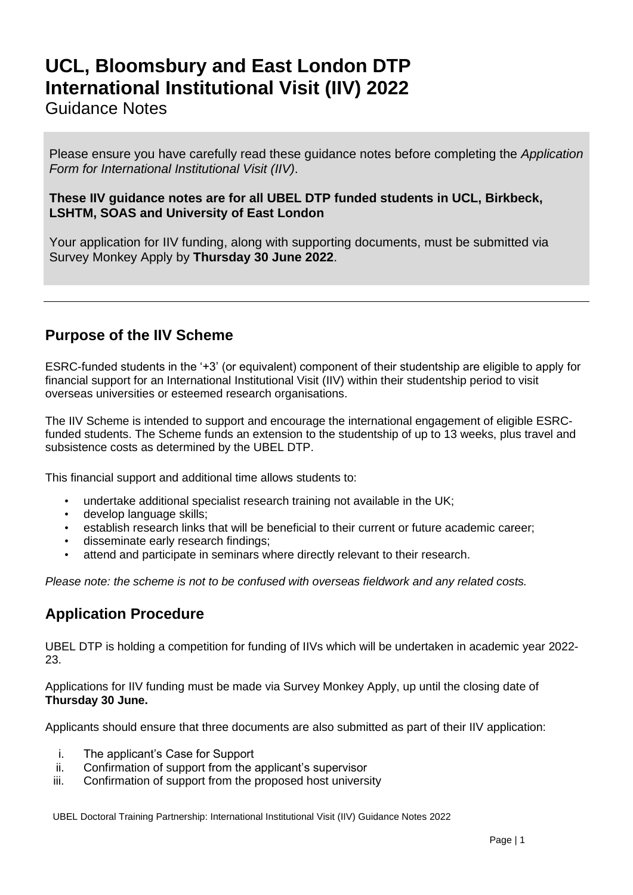# UCL, Bloomsbury and East London DTP International Institutional Visit (IIV) 2022

Guidance Notes

Please ensure you have carefully read these guidance notes before completing the *Application Form for International Institutional Visit (IIV)*.

**These IIV guidance notes are for all UBEL DTP funded students in UCL, Birkbeck, LSHTM, SOAS and University of East London**

Your application for IIV funding, along with supporting documents, must be submitted via Survey Monkey Apply by **Thursday 30 June 2022**.

---

## Purpose of the IIV Scheme

ESRC-funded students in the '+3' (or equivalent) component of their studentship are eligible to apply for financial support for an International Institutional Visit (IIV) within their studentship period to visit overseas universities or esteemed research organisations.

The IIV Scheme is intended to support and encourage the international engagement of eligible ESRC-funded students. The Scheme funds an extension to the studentship of up to 13 weeks, plus travel and subsistence costs as determined by the UBEL DTP.

This financial support and additional time allows students to:

- undertake additional specialist research training not available in the UK;
- develop language skills;
- establish research links that will be beneficial to their current or future academic career;
- disseminate early research findings;
- attend and participate in seminars where directly relevant to their research.

*Please note: the scheme is not to be confused with overseas fieldwork and any related costs.*

## Application Procedure

UBEL DTP is holding a competition for funding of IIVs which will be undertaken in academic year 2022-23.

Applications for IIV funding must be made via Survey Monkey Apply, up until the closing date of **Thursday 30 June.**

Applicants should ensure that three documents are also submitted as part of their IIV application:

i. The applicant's Case for Support
ii. Confirmation of support from the applicant's supervisor
iii. Confirmation of support from the proposed host university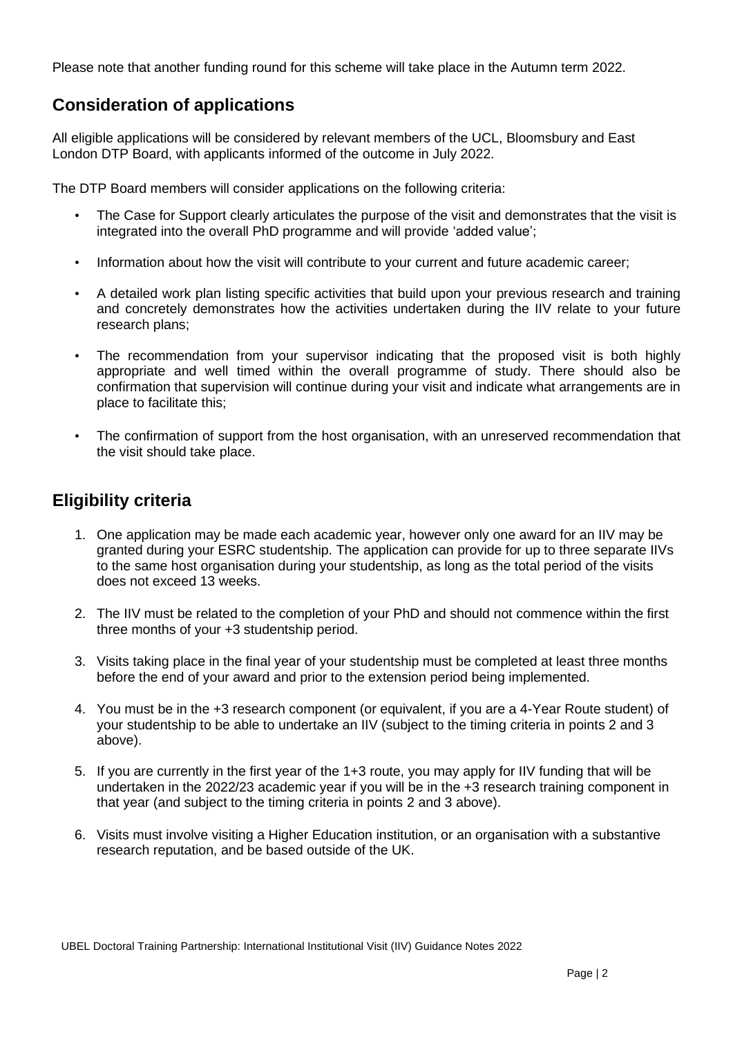Please note that another funding round for this scheme will take place in the Autumn term 2022.

## Consideration of applications

All eligible applications will be considered by relevant members of the UCL, Bloomsbury and East London DTP Board, with applicants informed of the outcome in July 2022.

The DTP Board members will consider applications on the following criteria:

- The Case for Support clearly articulates the purpose of the visit and demonstrates that the visit is integrated into the overall PhD programme and will provide 'added value';
- Information about how the visit will contribute to your current and future academic career;
- A detailed work plan listing specific activities that build upon your previous research and training and concretely demonstrates how the activities undertaken during the IIV relate to your future research plans;
- The recommendation from your supervisor indicating that the proposed visit is both highly appropriate and well timed within the overall programme of study. There should also be confirmation that supervision will continue during your visit and indicate what arrangements are in place to facilitate this;
- The confirmation of support from the host organisation, with an unreserved recommendation that the visit should take place.

## Eligibility criteria

1. One application may be made each academic year, however only one award for an IIV may be granted during your ESRC studentship. The application can provide for up to three separate IIVs to the same host organisation during your studentship, as long as the total period of the visits does not exceed 13 weeks.
2. The IIV must be related to the completion of your PhD and should not commence within the first three months of your +3 studentship period.
3. Visits taking place in the final year of your studentship must be completed at least three months before the end of your award and prior to the extension period being implemented.
4. You must be in the +3 research component (or equivalent, if you are a 4-Year Route student) of your studentship to be able to undertake an IIV (subject to the timing criteria in points 2 and 3 above).
5. If you are currently in the first year of the 1+3 route, you may apply for IIV funding that will be undertaken in the 2022/23 academic year if you will be in the +3 research training component in that year (and subject to the timing criteria in points 2 and 3 above).
6. Visits must involve visiting a Higher Education institution, or an organisation with a substantive research reputation, and be based outside of the UK.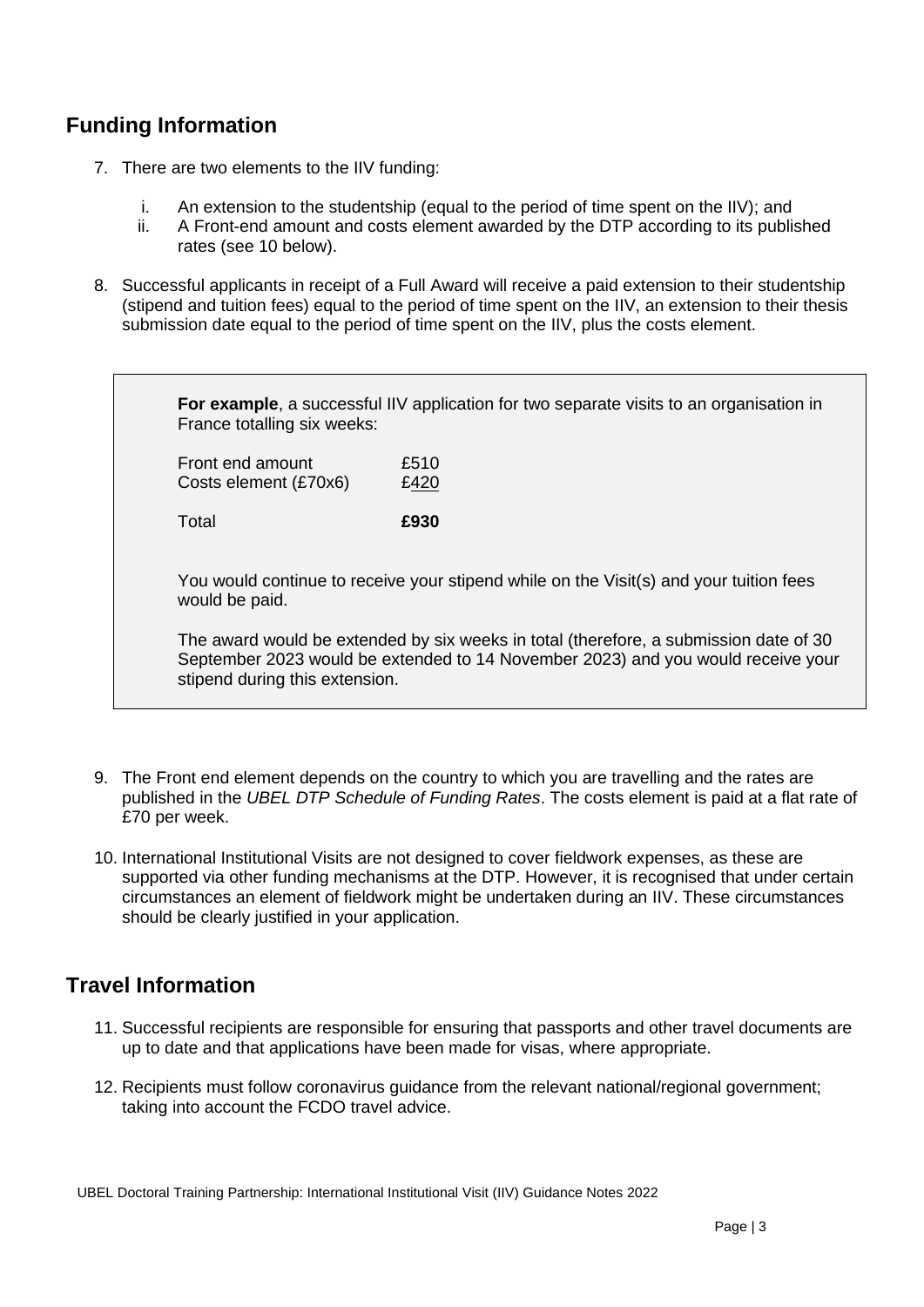## Funding Information

7. There are two elements to the IIV funding:

   i. An extension to the studentship (equal to the period of time spent on the IIV); and
   ii. A Front-end amount and costs element awarded by the DTP according to its published rates (see 10 below).

8. Successful applicants in receipt of a Full Award will receive a paid extension to their studentship (stipend and tuition fees) equal to the period of time spent on the IIV, an extension to their thesis submission date equal to the period of time spent on the IIV, plus the costs element.

> **For example**, a successful IIV application for two separate visits to an organisation in France totalling six weeks:
>
> | | |
> |---|---|
> | Front end amount | £510 |
> | Costs element (£70x6) | £420 |
> | Total | **£930** |
>
> You would continue to receive your stipend while on the Visit(s) and your tuition fees would be paid.
>
> The award would be extended by six weeks in total (therefore, a submission date of 30 September 2023 would be extended to 14 November 2023) and you would receive your stipend during this extension.

9. The Front end element depends on the country to which you are travelling and the rates are published in the *UBEL DTP Schedule of Funding Rates*. The costs element is paid at a flat rate of £70 per week.

10. International Institutional Visits are not designed to cover fieldwork expenses, as these are supported via other funding mechanisms at the DTP. However, it is recognised that under certain circumstances an element of fieldwork might be undertaken during an IIV. These circumstances should be clearly justified in your application.

## Travel Information

11. Successful recipients are responsible for ensuring that passports and other travel documents are up to date and that applications have been made for visas, where appropriate.

12. Recipients must follow coronavirus guidance from the relevant national/regional government; taking into account the FCDO travel advice.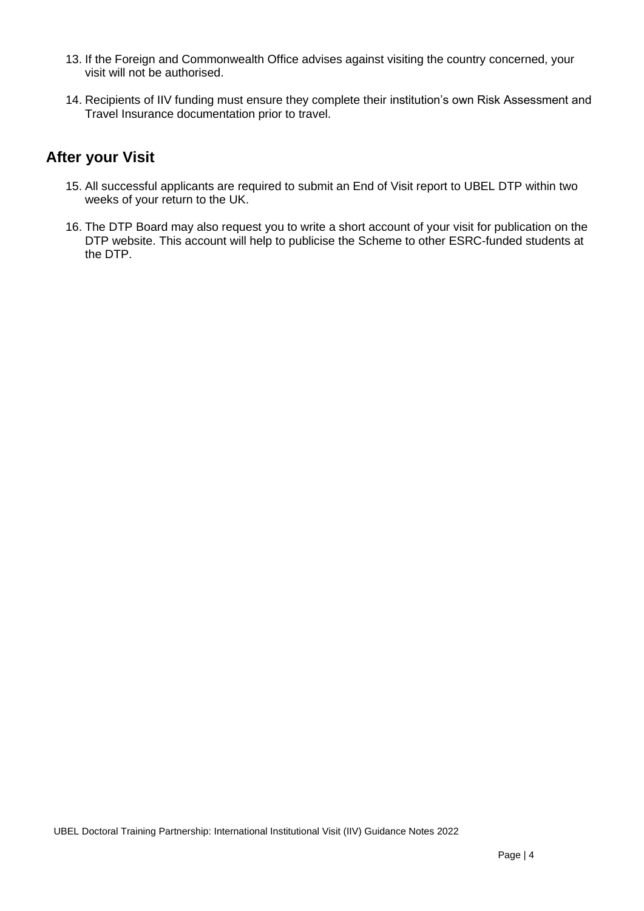13. If the Foreign and Commonwealth Office advises against visiting the country concerned, your visit will not be authorised.

14. Recipients of IIV funding must ensure they complete their institution's own Risk Assessment and Travel Insurance documentation prior to travel.

## After your Visit

15. All successful applicants are required to submit an End of Visit report to UBEL DTP within two weeks of your return to the UK.

16. The DTP Board may also request you to write a short account of your visit for publication on the DTP website. This account will help to publicise the Scheme to other ESRC-funded students at the DTP.